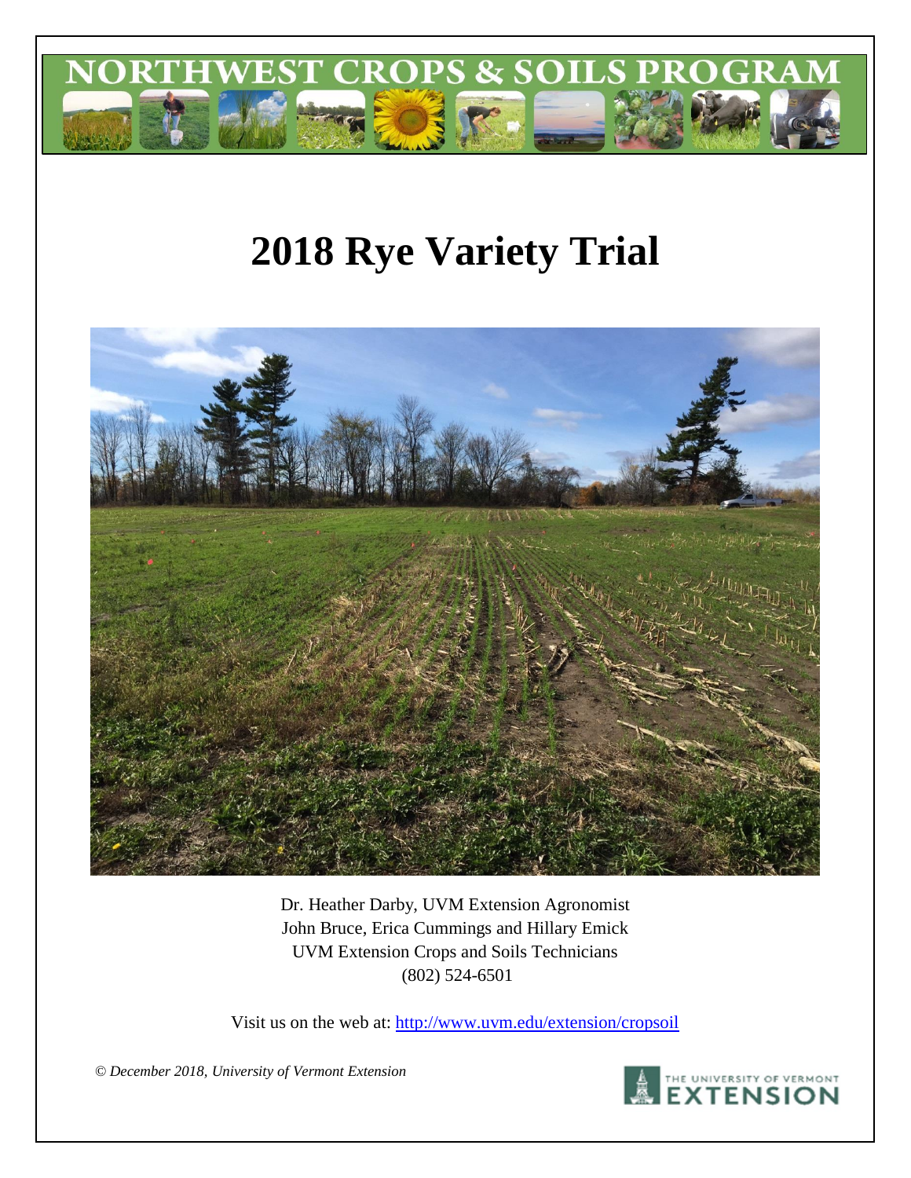NORTHWEST CROPS & SOILS PROGRAM

# 2018 Rye Variety Trial

Dr. Heather Darby, UVM Extension Agronomist
John Bruce, Erica Cummings and Hillary Emick
UVM Extension Crops and Soils Technicians
(802) 524-6501

Visit us on the web at: http://www.uvm.edu/extension/cropsoil

*© December 2018, University of Vermont Extension*

THE UNIVERSITY OF VERMONT EXTENSION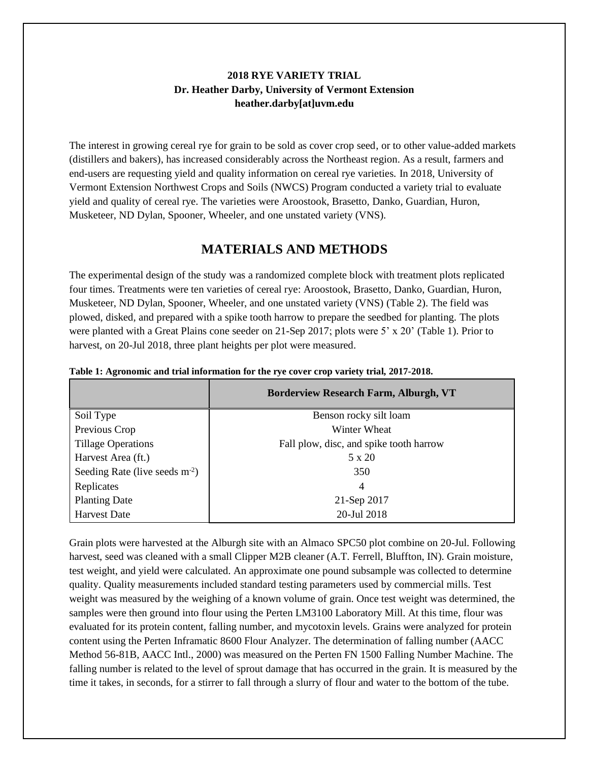**2018 RYE VARIETY TRIAL**
**Dr. Heather Darby, University of Vermont Extension**
**heather.darby[at]uvm.edu**

The interest in growing cereal rye for grain to be sold as cover crop seed, or to other value-added markets (distillers and bakers), has increased considerably across the Northeast region. As a result, farmers and end-users are requesting yield and quality information on cereal rye varieties. In 2018, University of Vermont Extension Northwest Crops and Soils (NWCS) Program conducted a variety trial to evaluate yield and quality of cereal rye. The varieties were Aroostook, Brasetto, Danko, Guardian, Huron, Musketeer, ND Dylan, Spooner, Wheeler, and one unstated variety (VNS).

## MATERIALS AND METHODS

The experimental design of the study was a randomized complete block with treatment plots replicated four times. Treatments were ten varieties of cereal rye: Aroostook, Brasetto, Danko, Guardian, Huron, Musketeer, ND Dylan, Spooner, Wheeler, and one unstated variety (VNS) (Table 2). The field was plowed, disked, and prepared with a spike tooth harrow to prepare the seedbed for planting. The plots were planted with a Great Plains cone seeder on 21-Sep 2017; plots were 5' x 20' (Table 1). Prior to harvest, on 20-Jul 2018, three plant heights per plot were measured.

**Table 1: Agronomic and trial information for the rye cover crop variety trial, 2017-2018.**

| | Borderview Research Farm, Alburgh, VT |
|---|---|
| Soil Type | Benson rocky silt loam |
| Previous Crop | Winter Wheat |
| Tillage Operations | Fall plow, disc, and spike tooth harrow |
| Harvest Area (ft.) | 5 x 20 |
| Seeding Rate (live seeds $m^{-2}$) | 350 |
| Replicates | 4 |
| Planting Date | 21-Sep 2017 |
| Harvest Date | 20-Jul 2018 |

Grain plots were harvested at the Alburgh site with an Almaco SPC50 plot combine on 20-Jul. Following harvest, seed was cleaned with a small Clipper M2B cleaner (A.T. Ferrell, Bluffton, IN). Grain moisture, test weight, and yield were calculated. An approximate one pound subsample was collected to determine quality. Quality measurements included standard testing parameters used by commercial mills. Test weight was measured by the weighing of a known volume of grain. Once test weight was determined, the samples were then ground into flour using the Perten LM3100 Laboratory Mill. At this time, flour was evaluated for its protein content, falling number, and mycotoxin levels. Grains were analyzed for protein content using the Perten Inframatic 8600 Flour Analyzer. The determination of falling number (AACC Method 56-81B, AACC Intl., 2000) was measured on the Perten FN 1500 Falling Number Machine. The falling number is related to the level of sprout damage that has occurred in the grain. It is measured by the time it takes, in seconds, for a stirrer to fall through a slurry of flour and water to the bottom of the tube.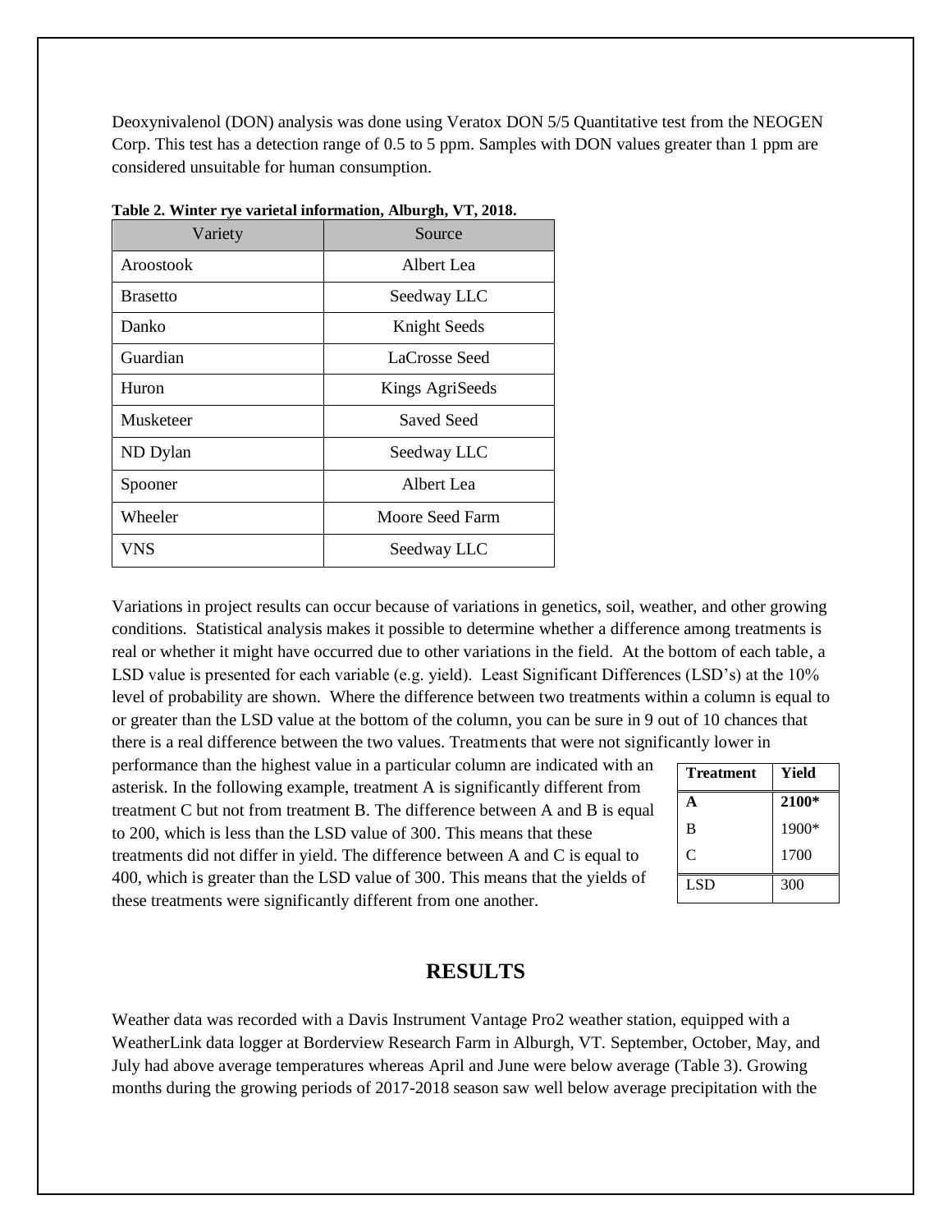Deoxynivalenol (DON) analysis was done using Veratox DON 5/5 Quantitative test from the NEOGEN Corp. This test has a detection range of 0.5 to 5 ppm. Samples with DON values greater than 1 ppm are considered unsuitable for human consumption.

**Table 2. Winter rye varietal information, Alburgh, VT, 2018.**

| Variety | Source |
|---|---|
| Aroostook | Albert Lea |
| Brasetto | Seedway LLC |
| Danko | Knight Seeds |
| Guardian | LaCrosse Seed |
| Huron | Kings AgriSeeds |
| Musketeer | Saved Seed |
| ND Dylan | Seedway LLC |
| Spooner | Albert Lea |
| Wheeler | Moore Seed Farm |
| VNS | Seedway LLC |

Variations in project results can occur because of variations in genetics, soil, weather, and other growing conditions. Statistical analysis makes it possible to determine whether a difference among treatments is real or whether it might have occurred due to other variations in the field. At the bottom of each table, a LSD value is presented for each variable (e.g. yield). Least Significant Differences (LSD's) at the 10% level of probability are shown. Where the difference between two treatments within a column is equal to or greater than the LSD value at the bottom of the column, you can be sure in 9 out of 10 chances that there is a real difference between the two values. Treatments that were not significantly lower in performance than the highest value in a particular column are indicated with an asterisk. In the following example, treatment A is significantly different from treatment C but not from treatment B. The difference between A and B is equal to 200, which is less than the LSD value of 300. This means that these treatments did not differ in yield. The difference between A and C is equal to 400, which is greater than the LSD value of 300. This means that the yields of these treatments were significantly different from one another.

| Treatment | Yield |
|---|---|
| **A** | **2100*** |
| B | 1900* |
| C | 1700 |
| LSD | 300 |

## RESULTS

Weather data was recorded with a Davis Instrument Vantage Pro2 weather station, equipped with a WeatherLink data logger at Borderview Research Farm in Alburgh, VT. September, October, May, and July had above average temperatures whereas April and June were below average (Table 3). Growing months during the growing periods of 2017-2018 season saw well below average precipitation with the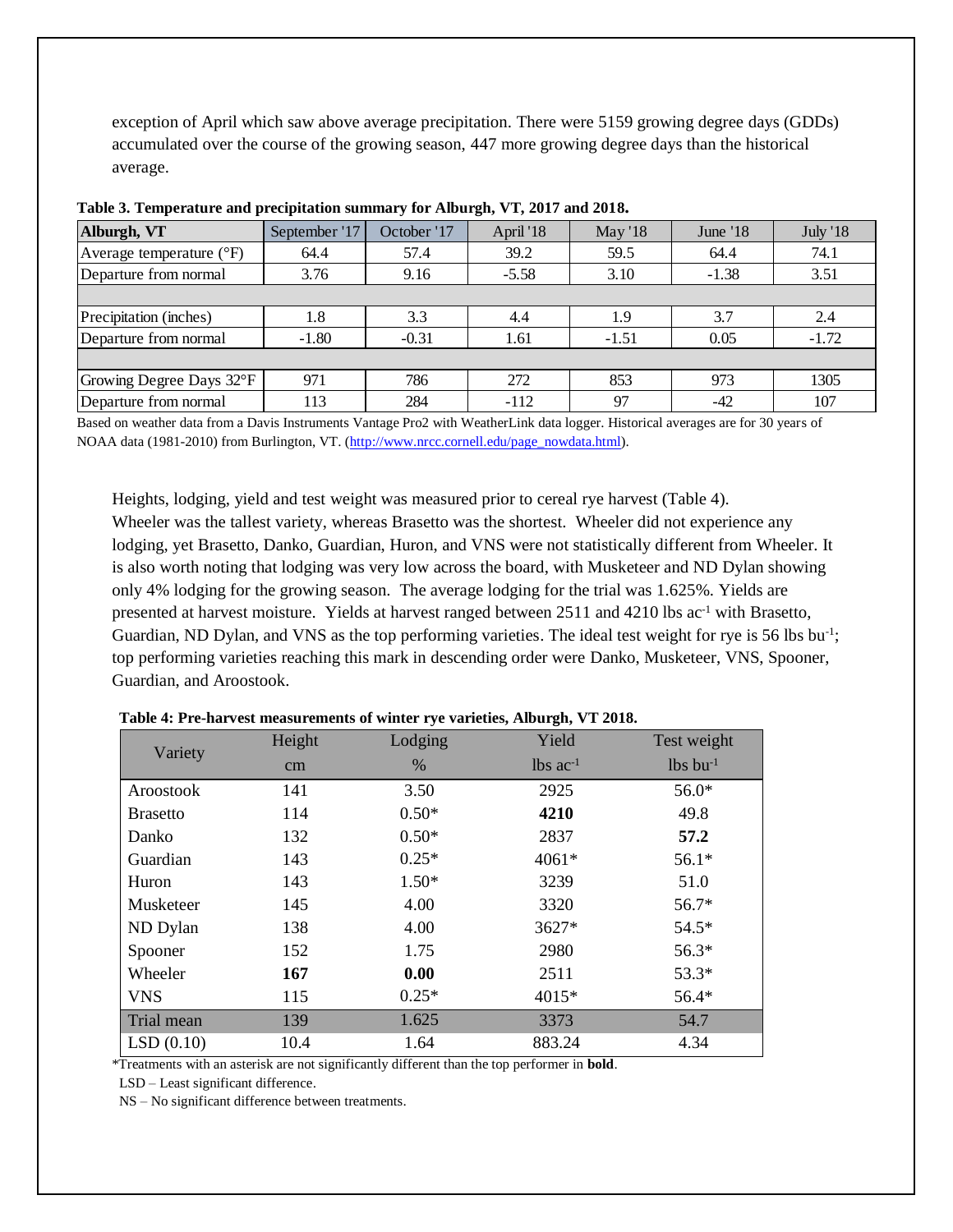exception of April which saw above average precipitation. There were 5159 growing degree days (GDDs) accumulated over the course of the growing season, 447 more growing degree days than the historical average.

**Table 3. Temperature and precipitation summary for Alburgh, VT, 2017 and 2018.**

| Alburgh, VT | September '17 | October '17 | April '18 | May '18 | June '18 | July '18 |
|---|---|---|---|---|---|---|
| Average temperature (°F) | 64.4 | 57.4 | 39.2 | 59.5 | 64.4 | 74.1 |
| Departure from normal | 3.76 | 9.16 | -5.58 | 3.10 | -1.38 | 3.51 |
| | | | | | | |
| Precipitation (inches) | 1.8 | 3.3 | 4.4 | 1.9 | 3.7 | 2.4 |
| Departure from normal | -1.80 | -0.31 | 1.61 | -1.51 | 0.05 | -1.72 |
| | | | | | | |
| Growing Degree Days 32°F | 971 | 786 | 272 | 853 | 973 | 1305 |
| Departure from normal | 113 | 284 | -112 | 97 | -42 | 107 |

Based on weather data from a Davis Instruments Vantage Pro2 with WeatherLink data logger. Historical averages are for 30 years of NOAA data (1981-2010) from Burlington, VT. (http://www.nrcc.cornell.edu/page_nowdata.html).

Heights, lodging, yield and test weight was measured prior to cereal rye harvest (Table 4). Wheeler was the tallest variety, whereas Brasetto was the shortest. Wheeler did not experience any lodging, yet Brasetto, Danko, Guardian, Huron, and VNS were not statistically different from Wheeler. It is also worth noting that lodging was very low across the board, with Musketeer and ND Dylan showing only 4% lodging for the growing season. The average lodging for the trial was 1.625%. Yields are presented at harvest moisture. Yields at harvest ranged between 2511 and 4210 lbs ac$^{-1}$ with Brasetto, Guardian, ND Dylan, and VNS as the top performing varieties. The ideal test weight for rye is 56 lbs bu$^{-1}$; top performing varieties reaching this mark in descending order were Danko, Musketeer, VNS, Spooner, Guardian, and Aroostook.

**Table 4: Pre-harvest measurements of winter rye varieties, Alburgh, VT 2018.**

| Variety | Height | Lodging | Yield | Test weight |
|---|---|---|---|---|
| | cm | % | lbs ac$^{-1}$ | lbs bu$^{-1}$ |
| Aroostook | 141 | 3.50 | 2925 | 56.0* |
| Brasetto | 114 | 0.50* | **4210** | 49.8 |
| Danko | 132 | 0.50* | 2837 | **57.2** |
| Guardian | 143 | 0.25* | 4061* | 56.1* |
| Huron | 143 | 1.50* | 3239 | 51.0 |
| Musketeer | 145 | 4.00 | 3320 | 56.7* |
| ND Dylan | 138 | 4.00 | 3627* | 54.5* |
| Spooner | 152 | 1.75 | 2980 | 56.3* |
| Wheeler | **167** | **0.00** | 2511 | 53.3* |
| VNS | 115 | 0.25* | 4015* | 56.4* |
| Trial mean | 139 | 1.625 | 3373 | 54.7 |
| LSD (0.10) | 10.4 | 1.64 | 883.24 | 4.34 |

*Treatments with an asterisk are not significantly different than the top performer in **bold**.

LSD – Least significant difference.

NS – No significant difference between treatments.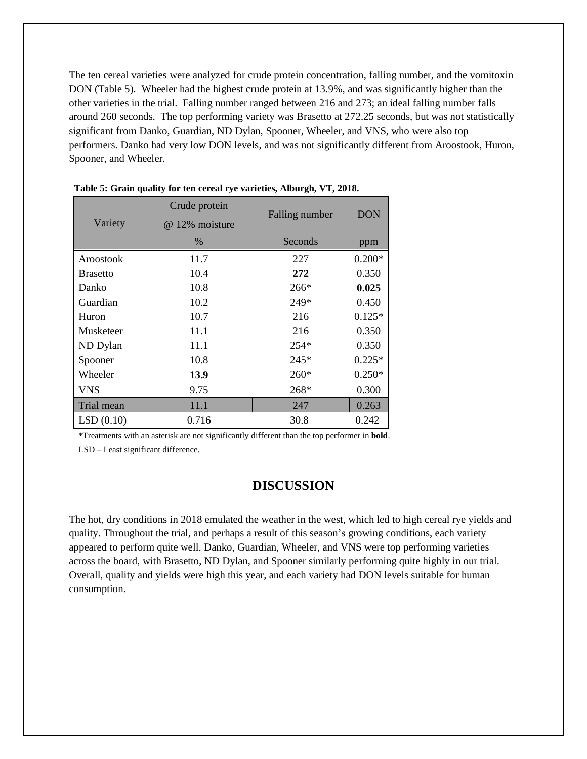The ten cereal varieties were analyzed for crude protein concentration, falling number, and the vomitoxin DON (Table 5). Wheeler had the highest crude protein at 13.9%, and was significantly higher than the other varieties in the trial. Falling number ranged between 216 and 273; an ideal falling number falls around 260 seconds. The top performing variety was Brasetto at 272.25 seconds, but was not statistically significant from Danko, Guardian, ND Dylan, Spooner, Wheeler, and VNS, who were also top performers. Danko had very low DON levels, and was not significantly different from Aroostook, Huron, Spooner, and Wheeler.

**Table 5: Grain quality for ten cereal rye varieties, Alburgh, VT, 2018.**

| Variety | Crude protein @ 12% moisture | Falling number | DON |
|---|---|---|---|
| | % | Seconds | ppm |
| Aroostook | 11.7 | 227 | 0.200* |
| Brasetto | 10.4 | **272** | 0.350 |
| Danko | 10.8 | 266* | **0.025** |
| Guardian | 10.2 | 249* | 0.450 |
| Huron | 10.7 | 216 | 0.125* |
| Musketeer | 11.1 | 216 | 0.350 |
| ND Dylan | 11.1 | 254* | 0.350 |
| Spooner | 10.8 | 245* | 0.225* |
| Wheeler | **13.9** | 260* | 0.250* |
| VNS | 9.75 | 268* | 0.300 |
| Trial mean | 11.1 | 247 | 0.263 |
| LSD (0.10) | 0.716 | 30.8 | 0.242 |

*Treatments with an asterisk are not significantly different than the top performer in **bold**.

LSD – Least significant difference.

## DISCUSSION

The hot, dry conditions in 2018 emulated the weather in the west, which led to high cereal rye yields and quality. Throughout the trial, and perhaps a result of this season's growing conditions, each variety appeared to perform quite well. Danko, Guardian, Wheeler, and VNS were top performing varieties across the board, with Brasetto, ND Dylan, and Spooner similarly performing quite highly in our trial. Overall, quality and yields were high this year, and each variety had DON levels suitable for human consumption.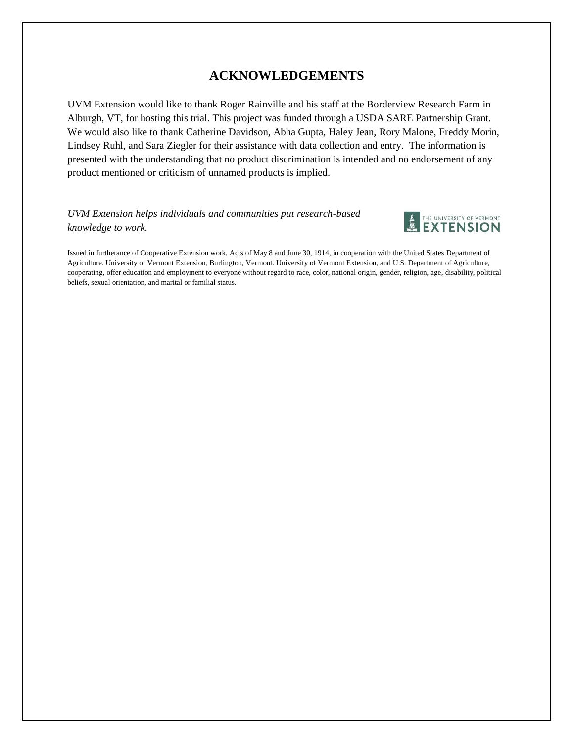# ACKNOWLEDGEMENTS

UVM Extension would like to thank Roger Rainville and his staff at the Borderview Research Farm in Alburgh, VT, for hosting this trial. This project was funded through a USDA SARE Partnership Grant. We would also like to thank Catherine Davidson, Abha Gupta, Haley Jean, Rory Malone, Freddy Morin, Lindsey Ruhl, and Sara Ziegler for their assistance with data collection and entry. The information is presented with the understanding that no product discrimination is intended and no endorsement of any product mentioned or criticism of unnamed products is implied.

*UVM Extension helps individuals and communities put research-based knowledge to work.*

THE UNIVERSITY OF VERMONT EXTENSION

Issued in furtherance of Cooperative Extension work, Acts of May 8 and June 30, 1914, in cooperation with the United States Department of Agriculture. University of Vermont Extension, Burlington, Vermont. University of Vermont Extension, and U.S. Department of Agriculture, cooperating, offer education and employment to everyone without regard to race, color, national origin, gender, religion, age, disability, political beliefs, sexual orientation, and marital or familial status.